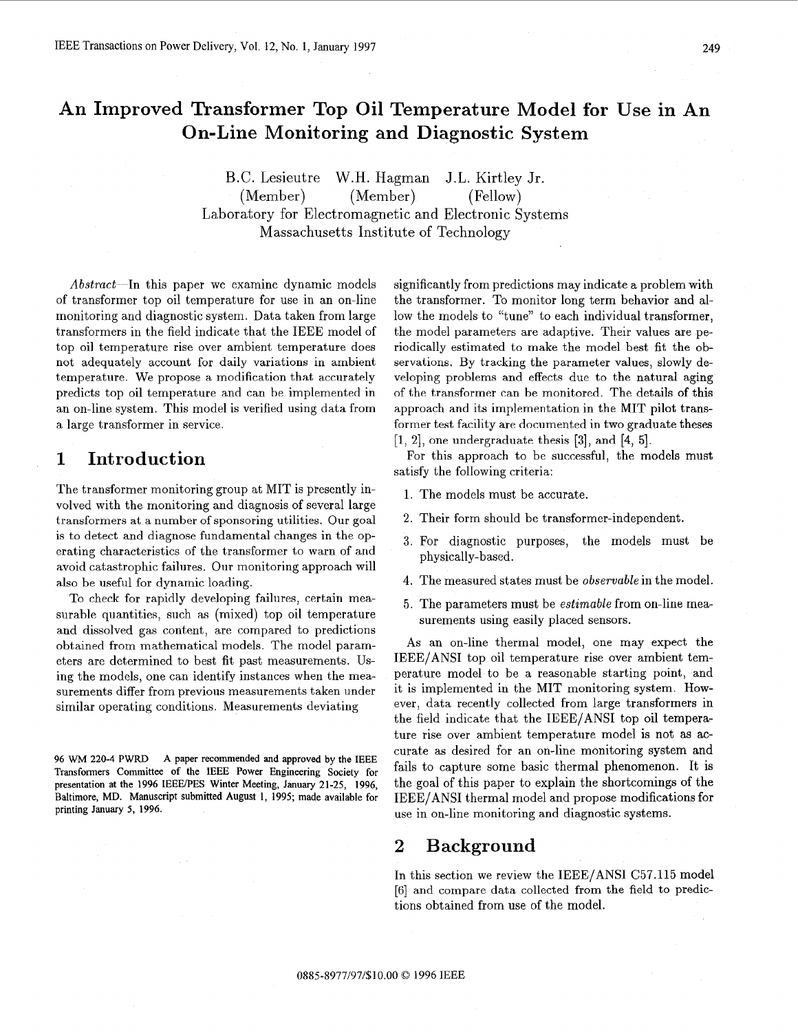# An Improved Transformer Top Oil Temperature Model for Use in An On-Line Monitoring and Diagnostic System

B.C. Lesieutre (Member)   W.H. Hagman (Member)   J.L. Kirtley Jr. (Fellow)

Laboratory for Electromagnetic and Electronic Systems
Massachusetts Institute of Technology

*Abstract*—In this paper we examine dynamic models of transformer top oil temperature for use in an on-line monitoring and diagnostic system. Data taken from large transformers in the field indicate that the IEEE model of top oil temperature rise over ambient temperature does not adequately account for daily variations in ambient temperature. We propose a modification that accurately predicts top oil temperature and can be implemented in an on-line system. This model is verified using data from a large transformer in service.

## 1 Introduction

The transformer monitoring group at MIT is presently involved with the monitoring and diagnosis of several large transformers at a number of sponsoring utilities. Our goal is to detect and diagnose fundamental changes in the operating characteristics of the transformer to warn of and avoid catastrophic failures. Our monitoring approach will also be useful for dynamic loading.

To check for rapidly developing failures, certain measurable quantities, such as (mixed) top oil temperature and dissolved gas content, are compared to predictions obtained from mathematical models. The model parameters are determined to best fit past measurements. Using the models, one can identify instances when the measurements differ from previous measurements taken under similar operating conditions. Measurements deviating significantly from predictions may indicate a problem with the transformer. To monitor long term behavior and allow the models to "tune" to each individual transformer, the model parameters are adaptive. Their values are periodically estimated to make the model best fit the observations. By tracking the parameter values, slowly developing problems and effects due to the natural aging of the transformer can be monitored. The details of this approach and its implementation in the MIT pilot transformer test facility are documented in two graduate theses [1, 2], one undergraduate thesis [3], and [4, 5].

For this approach to be successful, the models must satisfy the following criteria:

1. The models must be accurate.
2. Their form should be transformer-independent.
3. For diagnostic purposes, the models must be physically-based.
4. The measured states must be *observable* in the model.
5. The parameters must be *estimable* from on-line measurements using easily placed sensors.

As an on-line thermal model, one may expect the IEEE/ANSI top oil temperature rise over ambient temperature model to be a reasonable starting point, and it is implemented in the MIT monitoring system. However, data recently collected from large transformers in the field indicate that the IEEE/ANSI top oil temperature rise over ambient temperature model is not as accurate as desired for an on-line monitoring system and fails to capture some basic thermal phenomenon. It is the goal of this paper to explain the shortcomings of the IEEE/ANSI thermal model and propose modifications for use in on-line monitoring and diagnostic systems.

## 2 Background

In this section we review the IEEE/ANSI C57.115 model [6] and compare data collected from the field to predictions obtained from use of the model.

96 WM 220-4 PWRD A paper recommended and approved by the IEEE Transformers Committee of the IEEE Power Engineering Society for presentation at the 1996 IEEE/PES Winter Meeting, January 21-25, 1996, Baltimore, MD. Manuscript submitted August 1, 1995; made available for printing January 5, 1996.

0885-8977/97/$10.00 © 1996 IEEE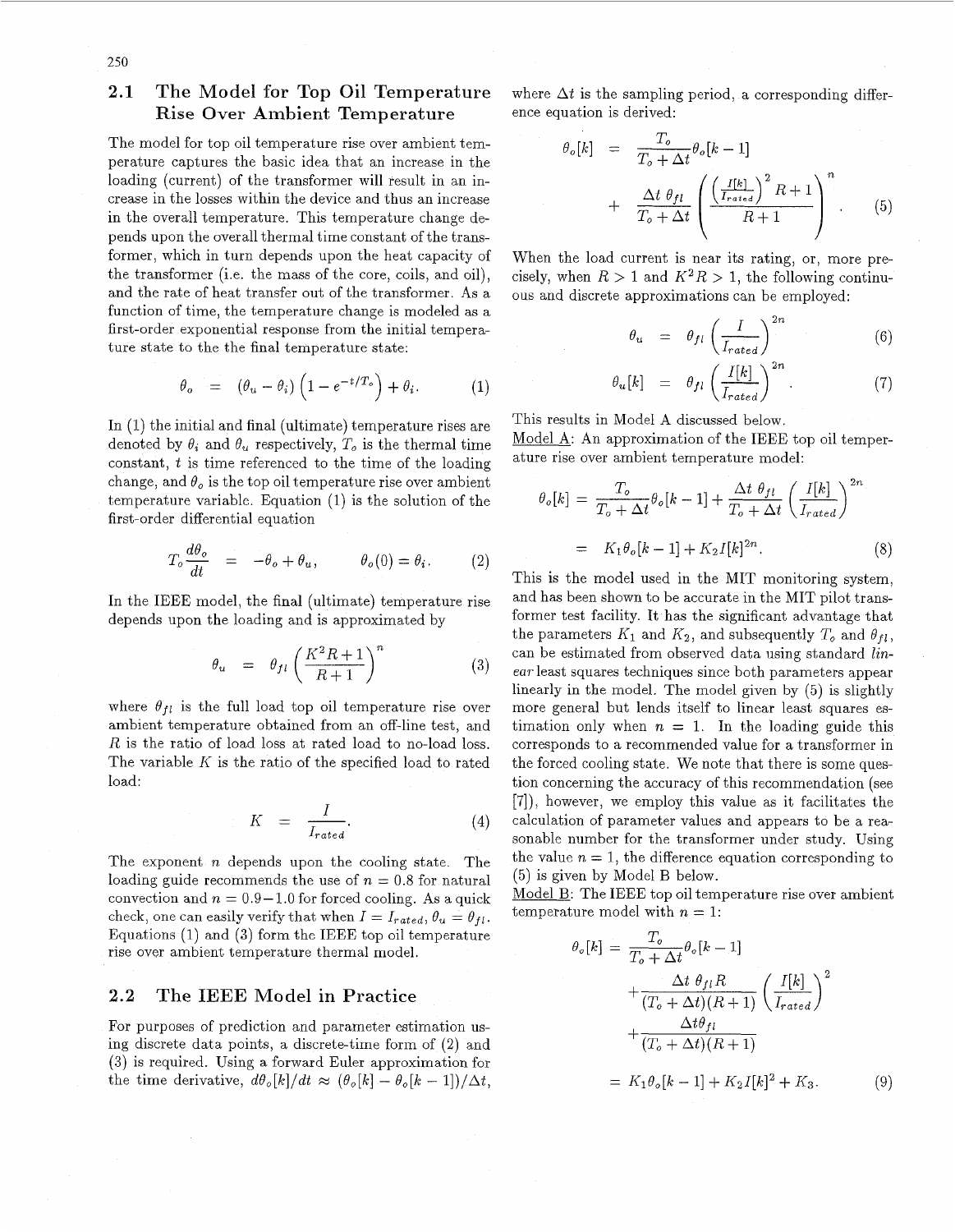## 2.1 The Model for Top Oil Temperature Rise Over Ambient Temperature

The model for top oil temperature rise over ambient temperature captures the basic idea that an increase in the loading (current) of the transformer will result in an increase in the losses within the device and thus an increase in the overall temperature. This temperature change depends upon the overall thermal time constant of the transformer, which in turn depends upon the heat capacity of the transformer (i.e. the mass of the core, coils, and oil), and the rate of heat transfer out of the transformer. As a function of time, the temperature change is modeled as a first-order exponential response from the initial temperature state to the the final temperature state:

$$\theta_o = (\theta_u - \theta_i)\left(1 - e^{-t/T_o}\right) + \theta_i. \tag{1}$$

In (1) the initial and final (ultimate) temperature rises are denoted by $\theta_i$ and $\theta_u$ respectively, $T_o$ is the thermal time constant, $t$ is time referenced to the time of the loading change, and $\theta_o$ is the top oil temperature rise over ambient temperature variable. Equation (1) is the solution of the first-order differential equation

$$T_o \frac{d\theta_o}{dt} = -\theta_o + \theta_u, \qquad \theta_o(0) = \theta_i. \tag{2}$$

In the IEEE model, the final (ultimate) temperature rise depends upon the loading and is approximated by

$$\theta_u = \theta_{fl}\left(\frac{K^2 R + 1}{R+1}\right)^n \tag{3}$$

where $\theta_{fl}$ is the full load top oil temperature rise over ambient temperature obtained from an off-line test, and $R$ is the ratio of load loss at rated load to no-load loss. The variable $K$ is the ratio of the specified load to rated load:

$$K = \frac{I}{I_{rated}}. \tag{4}$$

The exponent $n$ depends upon the cooling state. The loading guide recommends the use of $n = 0.8$ for natural convection and $n = 0.9-1.0$ for forced cooling. As a quick check, one can easily verify that when $I = I_{rated}$, $\theta_u = \theta_{fl}$. Equations (1) and (3) form the IEEE top oil temperature rise over ambient temperature thermal model.

## 2.2 The IEEE Model in Practice

For purposes of prediction and parameter estimation using discrete data points, a discrete-time form of (2) and (3) is required. Using a forward Euler approximation for the time derivative, $d\theta_o[k]/dt \approx (\theta_o[k] - \theta_o[k-1])/\Delta t$, where $\Delta t$ is the sampling period, a corresponding difference equation is derived:

$$\theta_o[k] = \frac{T_o}{T_o + \Delta t}\theta_o[k-1] + \frac{\Delta t\, \theta_{fl}}{T_o + \Delta t}\left(\frac{\left(\frac{I[k]}{I_{rated}}\right)^2 R + 1}{R+1}\right)^n. \tag{5}$$

When the load current is near its rating, or, more precisely, when $R > 1$ and $K^2 R > 1$, the following continuous and discrete approximations can be employed:

$$\theta_u = \theta_{fl}\left(\frac{I}{I_{rated}}\right)^{2n} \tag{6}$$

$$\theta_u[k] = \theta_{fl}\left(\frac{I[k]}{I_{rated}}\right)^{2n}. \tag{7}$$

This results in Model A discussed below.

Model A: An approximation of the IEEE top oil temperature rise over ambient temperature model:

$$\theta_o[k] = \frac{T_o}{T_o + \Delta t}\theta_o[k-1] + \frac{\Delta t\, \theta_{fl}}{T_o + \Delta t}\left(\frac{I[k]}{I_{rated}}\right)^{2n}$$
$$= K_1 \theta_o[k-1] + K_2 I[k]^{2n}. \tag{8}$$

This is the model used in the MIT monitoring system, and has been shown to be accurate in the MIT pilot transformer test facility. It has the significant advantage that the parameters $K_1$ and $K_2$, and subsequently $T_o$ and $\theta_{fl}$, can be estimated from observed data using standard *linear* least squares techniques since both parameters appear linearly in the model. The model given by (5) is slightly more general but lends itself to linear least squares estimation only when $n = 1$. In the loading guide this corresponds to a recommended value for a transformer in the forced cooling state. We note that there is some question concerning the accuracy of this recommendation (see [7]), however, we employ this value as it facilitates the calculation of parameter values and appears to be a reasonable number for the transformer under study. Using the value $n = 1$, the difference equation corresponding to (5) is given by Model B below.

Model B: The IEEE top oil temperature rise over ambient temperature model with $n = 1$:

$$\theta_o[k] = \frac{T_o}{T_o + \Delta t}\theta_o[k-1] + \frac{\Delta t\, \theta_{fl} R}{(T_o + \Delta t)(R+1)}\left(\frac{I[k]}{I_{rated}}\right)^2 + \frac{\Delta t \theta_{fl}}{(T_o + \Delta t)(R+1)}$$
$$= K_1 \theta_o[k-1] + K_2 I[k]^2 + K_3. \tag{9}$$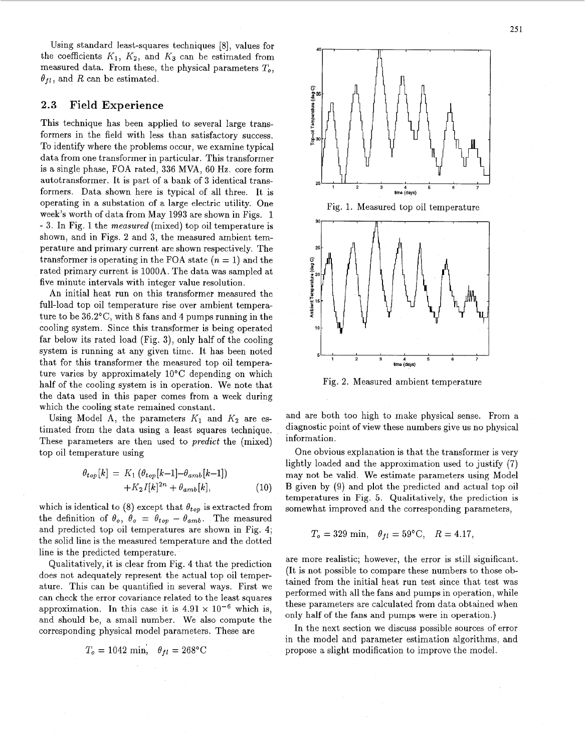Using standard least-squares techniques [8], values for the coefficients $K_1$, $K_2$, and $K_3$ can be estimated from measured data. From these, the physical parameters $T_o$, $\theta_{fl}$, and $R$ can be estimated.

## 2.3 Field Experience

This technique has been applied to several large transformers in the field with less than satisfactory success. To identify where the problems occur, we examine typical data from one transformer in particular. This transformer is a single phase, FOA rated, 336 MVA, 60 Hz. core form autotransformer. It is part of a bank of 3 identical transformers. Data shown here is typical of all three. It is operating in a substation of a large electric utility. One week's worth of data from May 1993 are shown in Figs. 1 - 3. In Fig. 1 the *measured* (mixed) top oil temperature is shown, and in Figs. 2 and 3, the measured ambient temperature and primary current are shown respectively. The transformer is operating in the FOA state ($n = 1$) and the rated primary current is 1000A. The data was sampled at five minute intervals with integer value resolution.

An initial heat run on this transformer measured the full-load top oil temperature rise over ambient temperature to be 36.2°C, with 8 fans and 4 pumps running in the cooling system. Since this transformer is being operated far below its rated load (Fig. 3), only half of the cooling system is running at any given time. It has been noted that for this transformer the measured top oil temperature varies by approximately 10°C depending on which half of the cooling system is in operation. We note that the data used in this paper comes from a week during which the cooling state remained constant.

Using Model A, the parameters $K_1$ and $K_2$ are estimated from the data using a least squares technique. These parameters are then used to *predict* the (mixed) top oil temperature using

$$\theta_{top}[k] = K_1 \left(\theta_{top}[k-1]-\theta_{amb}[k-1]\right) + K_2 I[k]^{2n} + \theta_{amb}[k], \quad (10)$$

which is identical to (8) except that $\theta_{top}$ is extracted from the definition of $\theta_o$, $\theta_o = \theta_{top} - \theta_{amb}$. The measured and predicted top oil temperatures are shown in Fig. 4; the solid line is the measured temperature and the dotted line is the predicted temperature.

Qualitatively, it is clear from Fig. 4 that the prediction does not adequately represent the actual top oil temperature. This can be quantified in several ways. First we can check the error covariance related to the least squares approximation. In this case it is $4.91 \times 10^{-6}$ which is, and should be, a small number. We also compute the corresponding physical model parameters. These are

$$T_o = 1042 \text{ min}, \quad \theta_{fl} = 268°\text{C}$$

Fig. 1. Measured top oil temperature

Fig. 2. Measured ambient temperature

and are both too high to make physical sense. From a diagnostic point of view these numbers give us no physical information.

One obvious explanation is that the transformer is very lightly loaded and the approximation used to justify (7) may not be valid. We estimate parameters using Model B given by (9) and plot the predicted and actual top oil temperatures in Fig. 5. Qualitatively, the prediction is somewhat improved and the corresponding parameters,

$$T_o = 329 \text{ min}, \quad \theta_{fl} = 59°\text{C}, \quad R = 4.17,$$

are more realistic; however, the error is still significant. (It is not possible to compare these numbers to those obtained from the initial heat run test since that test was performed with all the fans and pumps in operation, while these parameters are calculated from data obtained when only half of the fans and pumps were in operation.)

In the next section we discuss possible sources of error in the model and parameter estimation algorithms, and propose a slight modification to improve the model.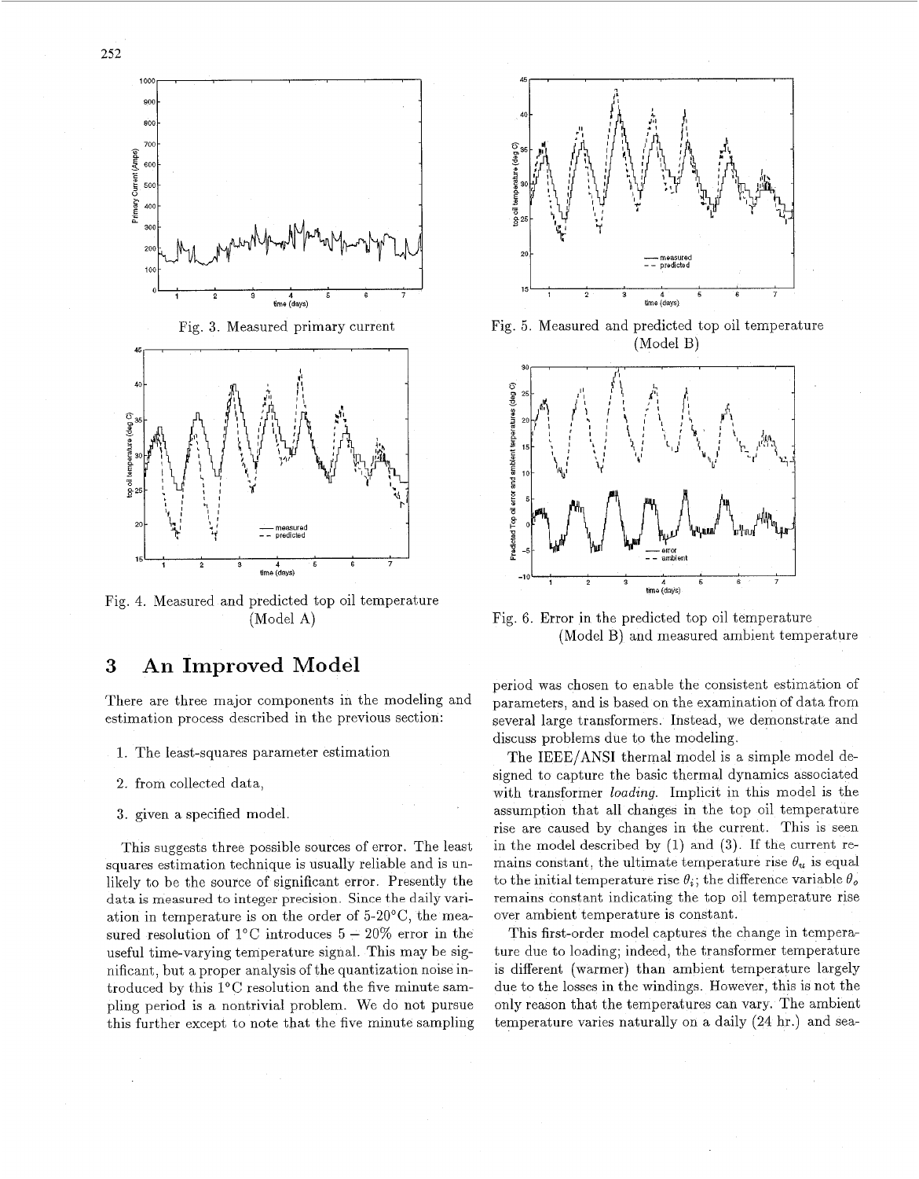Fig. 3. Measured primary current

Fig. 4. Measured and predicted top oil temperature (Model A)

Fig. 5. Measured and predicted top oil temperature (Model B)

Fig. 6. Error in the predicted top oil temperature (Model B) and measured ambient temperature

## 3 An Improved Model

There are three major components in the modeling and estimation process described in the previous section:

1. The least-squares parameter estimation
2. from collected data,
3. given a specified model.

This suggests three possible sources of error. The least squares estimation technique is usually reliable and is unlikely to be the source of significant error. Presently the data is measured to integer precision. Since the daily variation in temperature is on the order of 5-20°C, the measured resolution of 1°C introduces 5 − 20% error in the useful time-varying temperature signal. This may be significant, but a proper analysis of the quantization noise introduced by this 1°C resolution and the five minute sampling period is a nontrivial problem. We do not pursue this further except to note that the five minute sampling period was chosen to enable the consistent estimation of parameters, and is based on the examination of data from several large transformers. Instead, we demonstrate and discuss problems due to the modeling.

The IEEE/ANSI thermal model is a simple model designed to capture the basic thermal dynamics associated with transformer *loading*. Implicit in this model is the assumption that all changes in the top oil temperature rise are caused by changes in the current. This is seen in the model described by (1) and (3). If the current remains constant, the ultimate temperature rise $\theta_u$ is equal to the initial temperature rise $\theta_i$; the difference variable $\theta_o$ remains constant indicating the top oil temperature rise over ambient temperature is constant.

This first-order model captures the change in temperature due to loading; indeed, the transformer temperature is different (warmer) than ambient temperature largely due to the losses in the windings. However, this is not the only reason that the temperatures can vary. The ambient temperature varies naturally on a daily (24 hr.) and sea-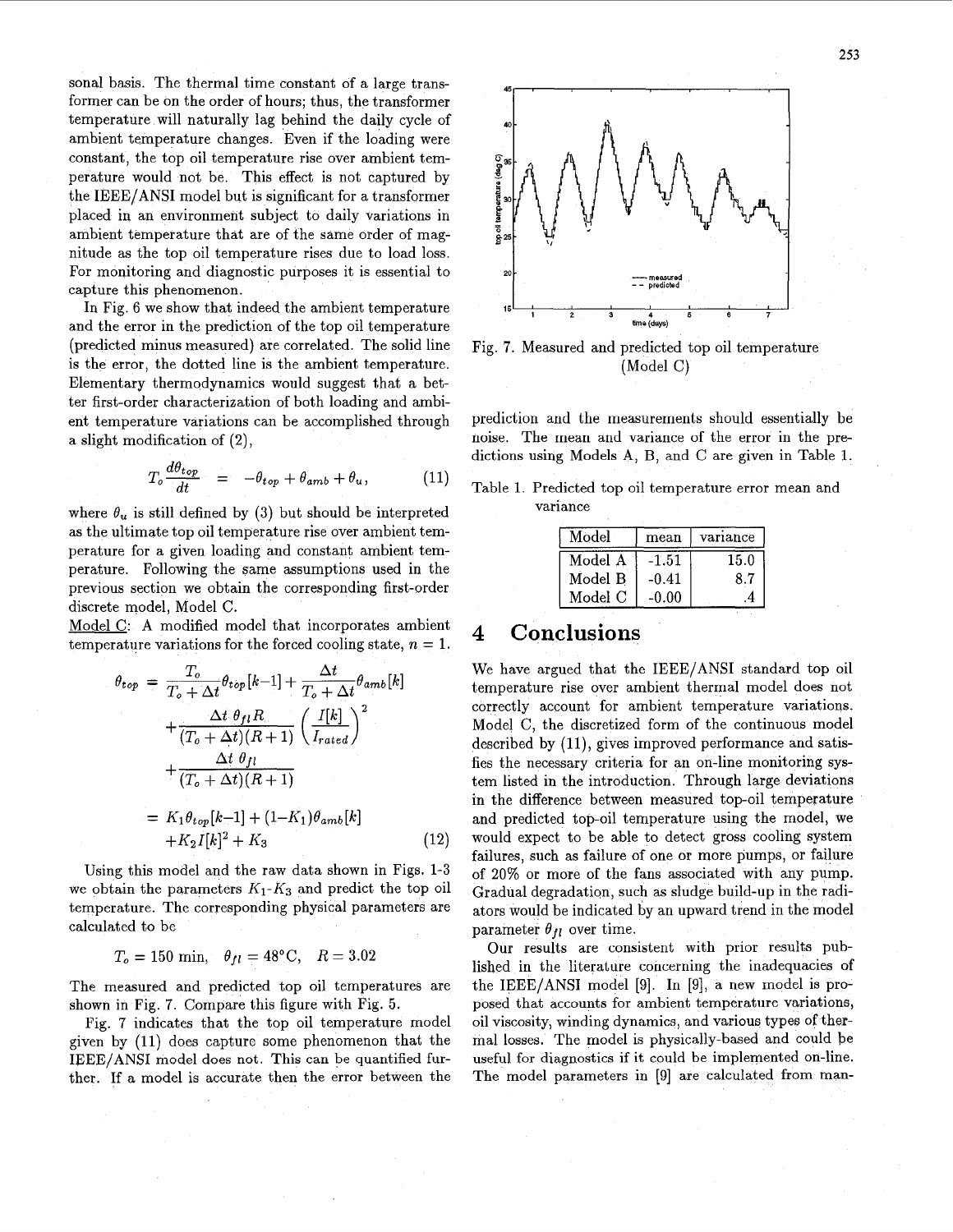sonal basis. The thermal time constant of a large transformer can be on the order of hours; thus, the transformer temperature will naturally lag behind the daily cycle of ambient temperature changes. Even if the loading were constant, the top oil temperature rise over ambient temperature would not be. This effect is not captured by the IEEE/ANSI model but is significant for a transformer placed in an environment subject to daily variations in ambient temperature that are of the same order of magnitude as the top oil temperature rises due to load loss. For monitoring and diagnostic purposes it is essential to capture this phenomenon.

In Fig. 6 we show that indeed the ambient temperature and the error in the prediction of the top oil temperature (predicted minus measured) are correlated. The solid line is the error, the dotted line is the ambient temperature. Elementary thermodynamics would suggest that a better first-order characterization of both loading and ambient temperature variations can be accomplished through a slight modification of (2),

$$T_o \frac{d\theta_{top}}{dt} = -\theta_{top} + \theta_{amb} + \theta_u, \qquad (11)$$

where $\theta_u$ is still defined by (3) but should be interpreted as the ultimate top oil temperature rise over ambient temperature for a given loading and constant ambient temperature. Following the same assumptions used in the previous section we obtain the corresponding first-order discrete model, Model C.

Model C: A modified model that incorporates ambient temperature variations for the forced cooling state, $n = 1$.

$$\begin{aligned}
\theta_{top} &= \frac{T_o}{T_o + \Delta t}\theta_{top}[k-1] + \frac{\Delta t}{T_o + \Delta t}\theta_{amb}[k] \\
&\quad + \frac{\Delta t\ \theta_{fl} R}{(T_o + \Delta t)(R+1)}\left(\frac{I[k]}{I_{rated}}\right)^2 \\
&\quad + \frac{\Delta t\ \theta_{fl}}{(T_o + \Delta t)(R+1)} \\
&= K_1\theta_{top}[k-1] + (1-K_1)\theta_{amb}[k] \\
&\quad + K_2 I[k]^2 + K_3 \qquad (12)
\end{aligned}$$

Using this model and the raw data shown in Figs. 1-3 we obtain the parameters $K_1$-$K_3$ and predict the top oil temperature. The corresponding physical parameters are calculated to be

$$T_o = 150 \text{ min}, \quad \theta_{fl} = 48°\text{C}, \quad R = 3.02$$

The measured and predicted top oil temperatures are shown in Fig. 7. Compare this figure with Fig. 5.

Fig. 7 indicates that the top oil temperature model given by (11) does capture some phenomenon that the IEEE/ANSI model does not. This can be quantified further. If a model is accurate then the error between the prediction and the measurements should essentially be noise. The mean and variance of the error in the predictions using Models A, B, and C are given in Table 1.

Fig. 7. Measured and predicted top oil temperature (Model C)

Table 1. Predicted top oil temperature error mean and variance

| Model | mean | variance |
|---|---|---|
| Model A | -1.51 | 15.0 |
| Model B | -0.41 | 8.7 |
| Model C | -0.00 | .4 |

# 4 Conclusions

We have argued that the IEEE/ANSI standard top oil temperature rise over ambient thermal model does not correctly account for ambient temperature variations. Model C, the discretized form of the continuous model described by (11), gives improved performance and satisfies the necessary criteria for an on-line monitoring system listed in the introduction. Through large deviations in the difference between measured top-oil temperature and predicted top-oil temperature using the model, we would expect to be able to detect gross cooling system failures, such as failure of one or more pumps, or failure of 20% or more of the fans associated with any pump. Gradual degradation, such as sludge build-up in the radiators would be indicated by an upward trend in the model parameter $\theta_{fl}$ over time.

Our results are consistent with prior results published in the literature concerning the inadequacies of the IEEE/ANSI model [9]. In [9], a new model is proposed that accounts for ambient temperature variations, oil viscosity, winding dynamics, and various types of thermal losses. The model is physically-based and could be useful for diagnostics if it could be implemented on-line. The model parameters in [9] are calculated from man-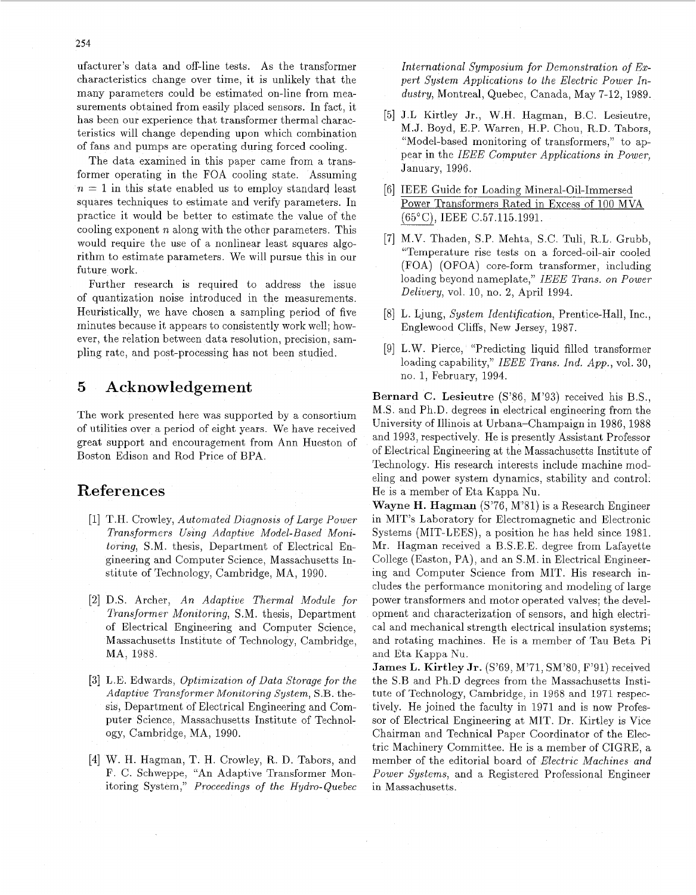ufacturer's data and off-line tests. As the transformer characteristics change over time, it is unlikely that the many parameters could be estimated on-line from measurements obtained from easily placed sensors. In fact, it has been our experience that transformer thermal characteristics will change depending upon which combination of fans and pumps are operating during forced cooling.

The data examined in this paper came from a transformer operating in the FOA cooling state. Assuming $n = 1$ in this state enabled us to employ standard least squares techniques to estimate and verify parameters. In practice it would be better to estimate the value of the cooling exponent $n$ along with the other parameters. This would require the use of a nonlinear least squares algorithm to estimate parameters. We will pursue this in our future work.

Further research is required to address the issue of quantization noise introduced in the measurements. Heuristically, we have chosen a sampling period of five minutes because it appears to consistently work well; however, the relation between data resolution, precision, sampling rate, and post-processing has not been studied.

## 5 Acknowledgement

The work presented here was supported by a consortium of utilities over a period of eight years. We have received great support and encouragement from Ann Hueston of Boston Edison and Rod Price of BPA.

## References

[1] T.H. Crowley, *Automated Diagnosis of Large Power Transformers Using Adaptive Model-Based Monitoring*, S.M. thesis, Department of Electrical Engineering and Computer Science, Massachusetts Institute of Technology, Cambridge, MA, 1990.

[2] D.S. Archer, *An Adaptive Thermal Module for Transformer Monitoring*, S.M. thesis, Department of Electrical Engineering and Computer Science, Massachusetts Institute of Technology, Cambridge, MA, 1988.

[3] L.E. Edwards, *Optimization of Data Storage for the Adaptive Transformer Monitoring System*, S.B. thesis, Department of Electrical Engineering and Computer Science, Massachusetts Institute of Technology, Cambridge, MA, 1990.

[4] W. H. Hagman, T. H. Crowley, R. D. Tabors, and F. C. Schweppe, "An Adaptive Transformer Monitoring System," *Proceedings of the Hydro-Quebec International Symposium for Demonstration of Expert System Applications to the Electric Power Industry*, Montreal, Quebec, Canada, May 7-12, 1989.

[5] J.L Kirtley Jr., W.H. Hagman, B.C. Lesieutre, M.J. Boyd, E.P. Warren, H.P. Chou, R.D. Tabors, "Model-based monitoring of transformers," to appear in the *IEEE Computer Applications in Power*, January, 1996.

[6] IEEE Guide for Loading Mineral-Oil-Immersed Power Transformers Rated in Excess of 100 MVA (65°C), IEEE C.57.115.1991.

[7] M.V. Thaden, S.P. Mehta, S.C. Tuli, R.L. Grubb, "Temperature rise tests on a forced-oil-air cooled (FOA) (OFOA) core-form transformer, including loading beyond nameplate," *IEEE Trans. on Power Delivery*, vol. 10, no. 2, April 1994.

[8] L. Ljung, *System Identification*, Prentice-Hall, Inc., Englewood Cliffs, New Jersey, 1987.

[9] L.W. Pierce, "Predicting liquid filled transformer loading capability," *IEEE Trans. Ind. App.*, vol. 30, no. 1, February, 1994.

**Bernard C. Lesieutre** (S'86, M'93) received his B.S., M.S. and Ph.D. degrees in electrical engineering from the University of Illinois at Urbana–Champaign in 1986, 1988 and 1993, respectively. He is presently Assistant Professor of Electrical Engineering at the Massachusetts Institute of Technology. His research interests include machine modeling and power system dynamics, stability and control. He is a member of Eta Kappa Nu.

**Wayne H. Hagman** (S'76, M'81) is a Research Engineer in MIT's Laboratory for Electromagnetic and Electronic Systems (MIT-LEES), a position he has held since 1981. Mr. Hagman received a B.S.E.E. degree from Lafayette College (Easton, PA), and an S.M. in Electrical Engineering and Computer Science from MIT. His research includes the performance monitoring and modeling of large power transformers and motor operated valves; the development and characterization of sensors, and high electrical and mechanical strength electrical insulation systems; and rotating machines. He is a member of Tau Beta Pi and Eta Kappa Nu.

**James L. Kirtley Jr.** (S'69, M'71, SM'80, F'91) received the S.B and Ph.D degrees from the Massachusetts Institute of Technology, Cambridge, in 1968 and 1971 respectively. He joined the faculty in 1971 and is now Professor of Electrical Engineering at MIT. Dr. Kirtley is Vice Chairman and Technical Paper Coordinator of the Electric Machinery Committee. He is a member of CIGRE, a member of the editorial board of *Electric Machines and Power Systems*, and a Registered Professional Engineer in Massachusetts.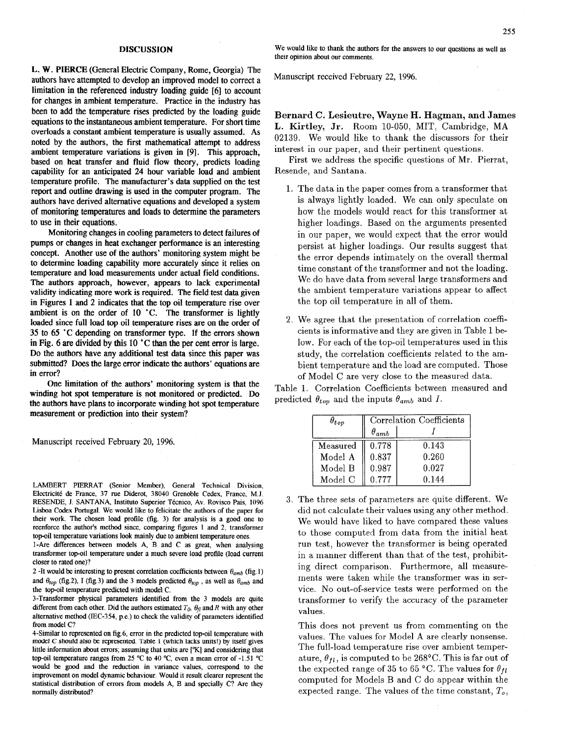## DISCUSSION

**L. W. PIERCE** (General Electric Company, Rome, Georgia) The authors have attempted to develop an improved model to correct a limitation in the referenced industry loading guide [6] to account for changes in ambient temperature. Practice in the industry has been to add the temperature rises predicted by the loading guide equations to the instantaneous ambient temperature. For short time overloads a constant ambient temperature is usually assumed. As noted by the authors, the first mathematical attempt to address ambient temperature variations is given in [9]. This approach, based on heat transfer and fluid flow theory, predicts loading capability for an anticipated 24 hour variable load and ambient temperature profile. The manufacturer's data supplied on the test report and outline drawing is used in the computer program. The authors have derived alternative equations and developed a system of monitoring temperatures and loads to determine the parameters to use in their equations.

Monitoring changes in cooling parameters to detect failures of pumps or changes in heat exchanger performance is an interesting concept. Another use of the authors' monitoring system might be to determine loading capability more accurately since it relies on temperature and load measurements under actual field conditions. The authors approach, however, appears to lack experimental validity indicating more work is required. The field test data given in Figures 1 and 2 indicates that the top oil temperature rise over ambient is on the order of 10 °C. The transformer is lightly loaded since full load top oil temperature rises are on the order of 35 to 65 °C depending on transformer type. If the errors shown in Fig. 6 are divided by this 10 °C than the per cent error is large. Do the authors have any additional test data since this paper was submitted? Does the large error indicate the authors' equations are in error?

One limitation of the authors' monitoring system is that the winding hot spot temperature is not monitored or predicted. Do the authors have plans to incorporate winding hot spot temperature measurement or prediction into their system?

Manuscript received February 20, 1996.

LAMBERT PIERRAT (Senior Member), General Technical Division, Electricité de France, 37 rue Diderot, 38040 Grenoble Cedex, France, M.J. RESENDE, J. SANTANA, Instituto Superior Técnico, Av. Rovisco Pais, 1096 Lisboa Codex Portugal. We would like to felicitate the authors of the paper for their work. The chosen load profile (fig. 3) for analysis is a good one to reenforce the author's method since, comparing figures 1 and 2, transformer top-oil temperature variations look mainly due to ambient temperature ones.

1-Are differences between models A, B and C as great, when analysing transformer top-oil temperature under a much severe load profile (load current closer to rated one)?

2 -It would be interesting to present correlation coefficients between $\theta_{amb}$ (fig.1) and $\theta_{top}$ (fig.2), I (fig.3) and the 3 models predicted $\theta_{top}$ , as well as $\theta_{amb}$ and the top-oil temperature predicted with model C.

3-Transformer physical parameters identified from the 3 models are quite different from each other. Did the authors estimated $T_0$, $\theta_{fl}$ and $R$ with any other alternative method (IEC-354, p.e.) to check the validity of parameters identified from model C?

4-Similar to represented on fig.6, error in the predicted top-oil temperature with model C should also be represented. Table 1 (which lacks units!) by itself gives little information about errors; assuming that units are [°K] and considering that top-oil temperature ranges from 25 °C to 40 °C, even a mean error of -1.51 °C would be good and the reduction in variance values, correspond to the improvement on model dynamic behaviour. Would it result clearer represent the statistical distribution of errors from models A, B and specially C? Are they normally distributed?

We would like to thank the authors for the answers to our questions as well as their opinion about our comments.

Manuscript received February 22, 1996.

**Bernard C. Lesieutre, Wayne H. Hagman, and James L. Kirtley, Jr.** Room 10-050, MIT, Cambridge, MA 02139. We would like to thank the discussors for their interest in our paper, and their pertinent questions.

First we address the specific questions of Mr. Pierrat, Resende, and Santana.

1. The data in the paper comes from a transformer that is always lightly loaded. We can only speculate on how the models would react for this transformer at higher loadings. Based on the arguments presented in our paper, we would expect that the error would persist at higher loadings. Our results suggest that the error depends intimately on the overall thermal time constant of the transformer and not the loading. We do have data from several large transformers and the ambient temperature variations appear to affect the top oil temperature in all of them.

2. We agree that the presentation of correlation coefficients is informative and they are given in Table 1 below. For each of the top-oil temperatures used in this study, the correlation coefficients related to the ambient temperature and the load are computed. Those of Model C are very close to the measured data.

Table 1. Correlation Coefficients between measured and predicted $\theta_{top}$ and the inputs $\theta_{amb}$ and $I$.

| $\theta_{top}$ | Correlation Coefficients | |
|---|---|---|
| | $\theta_{amb}$ | $I$ |
| Measured | 0.778 | 0.143 |
| Model A | 0.837 | 0.260 |
| Model B | 0.987 | 0.027 |
| Model C | 0.777 | 0.144 |

3. The three sets of parameters are quite different. We did not calculate their values using any other method. We would have liked to have compared these values to those computed from data from the initial heat run test, however the transformer is being operated in a manner different than that of the test, prohibiting direct comparison. Furthermore, all measurements were taken while the transformer was in service. No out-of-service tests were performed on the transformer to verify the accuracy of the parameter values.

   This does not prevent us from commenting on the values. The values for Model A are clearly nonsense. The full-load temperature rise over ambient temperature, $\theta_{fl}$, is computed to be 268°C. This is far out of the expected range of 35 to 65 °C. The values for $\theta_{fl}$ computed for Models B and C do appear within the expected range. The values of the time constant, $T_o$,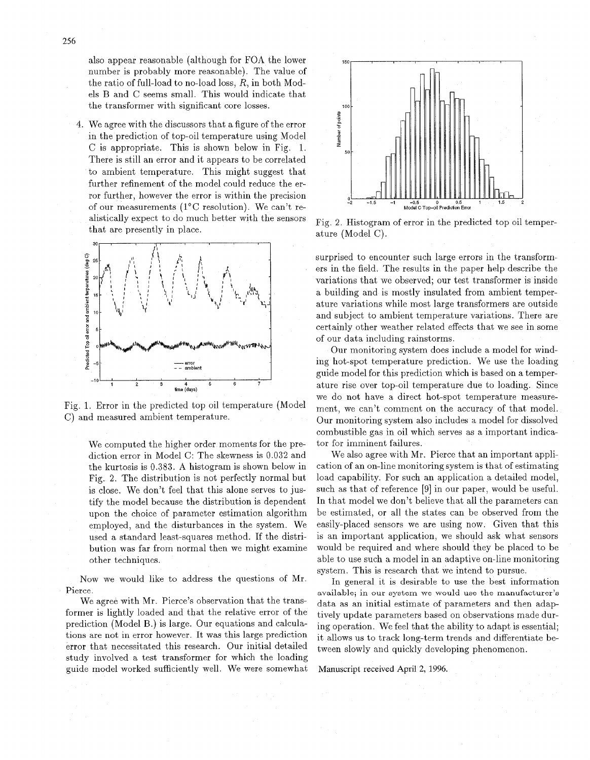also appear reasonable (although for FOA the lower number is probably more reasonable). The value of the ratio of full-load to no-load loss, $R$, in both Models B and C seems small. This would indicate that the transformer with significant core losses.

4. We agree with the discussors that a figure of the error in the prediction of top-oil temperature using Model C is appropriate. This is shown below in Fig. 1. There is still an error and it appears to be correlated to ambient temperature. This might suggest that further refinement of the model could reduce the error further, however the error is within the precision of our measurements (1°C resolution). We can't realistically expect to do much better with the sensors that are presently in place.

Predicted Top oil error and ambient temperatures (deg C)
30
25
20
15
10
5
0
-5
-10
error
ambient
1 2 3 4 5 6 7
time (days)

Fig. 1. Error in the predicted top oil temperature (Model C) and measured ambient temperature.

We computed the higher order moments for the prediction error in Model C: The skewness is 0.032 and the kurtosis is 0.383. A histogram is shown below in Fig. 2. The distribution is not perfectly normal but is close. We don't feel that this alone serves to justify the model because the distribution is dependent upon the choice of parameter estimation algorithm employed, and the disturbances in the system. We used a standard least-squares method. If the distribution was far from normal then we might examine other techniques.

Now we would like to address the questions of Mr. Pierce.

We agree with Mr. Pierce's observation that the transformer is lightly loaded and that the relative error of the prediction (Model B.) is large. Our equations and calculations are not in error however. It was this large prediction error that necessitated this research. Our initial detailed study involved a test transformer for which the loading guide model worked sufficiently well. We were somewhat surprised to encounter such large errors in the transformers in the field. The results in the paper help describe the variations that we observed; our test transformer is inside a building and is mostly insulated from ambient temperature variations while most large transformers are outside and subject to ambient temperature variations. There are certainly other weather related effects that we see in some of our data including rainstorms.

Number of points
150
100
50
0
-2 -1.5 -1 -0.5 0 0.5 1 1.5 2
Model C Top-oil Prediction Error

Fig. 2. Histogram of error in the predicted top oil temperature (Model C).

Our monitoring system does include a model for winding hot-spot temperature prediction. We use the loading guide model for this prediction which is based on a temperature rise over top-oil temperature due to loading. Since we do not have a direct hot-spot temperature measurement, we can't comment on the accuracy of that model. Our monitoring system also includes a model for dissolved combustible gas in oil which serves as a important indicator for imminent failures.

We also agree with Mr. Pierce that an important application of an on-line monitoring system is that of estimating load capability. For such an application a detailed model, such as that of reference [9] in our paper, would be useful. In that model we don't believe that all the parameters can be estimated, or all the states can be observed from the easily-placed sensors we are using now. Given that this is an important application, we should ask what sensors would be required and where should they be placed to be able to use such a model in an adaptive on-line monitoring system. This is research that we intend to pursue.

In general it is desirable to use the best information available; in our system we would use the manufacturer's data as an initial estimate of parameters and then adaptively update parameters based on observations made during operation. We feel that the ability to adapt is essential; it allows us to track long-term trends and differentiate between slowly and quickly developing phenomenon.

Manuscript received April 2, 1996.